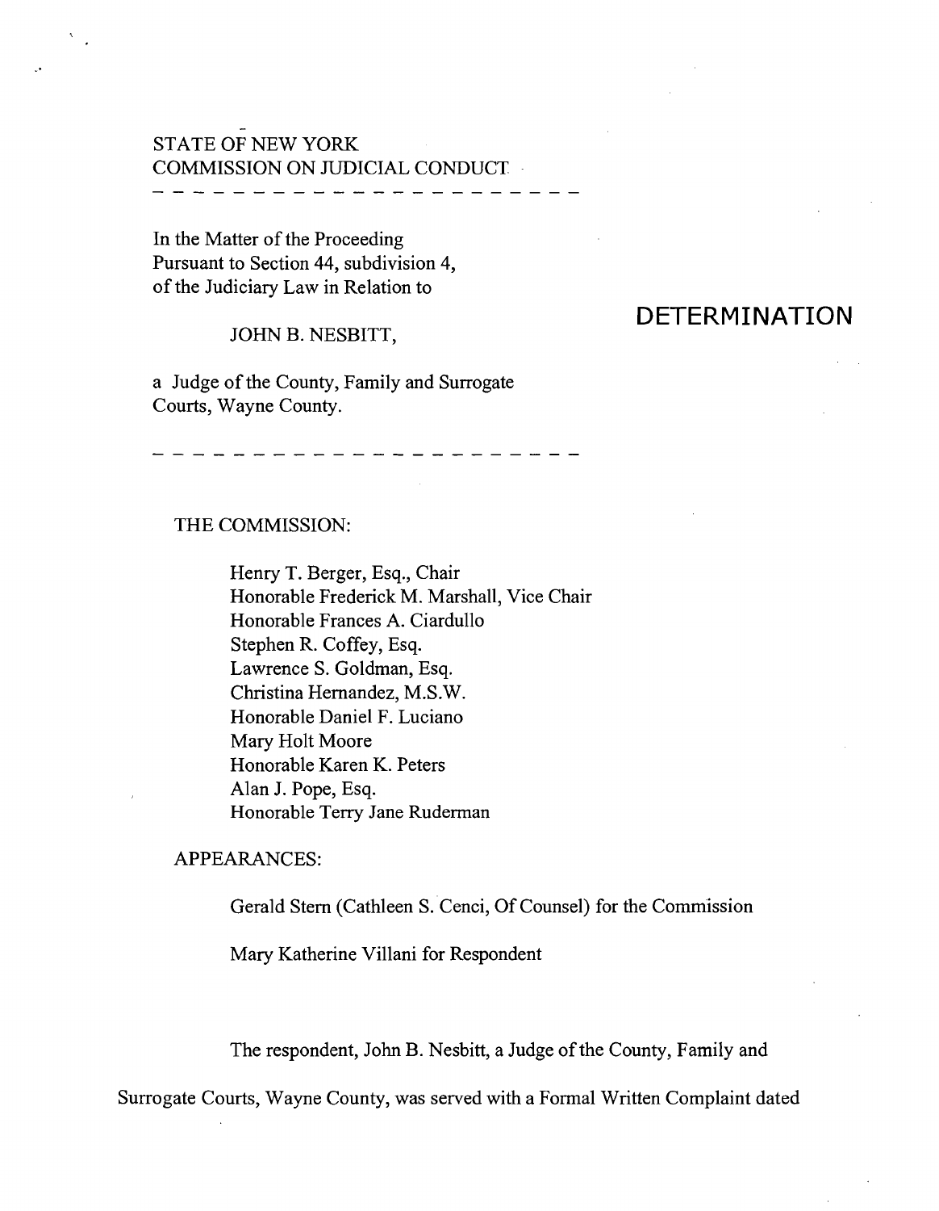STATE OF NEW YORK
COMMISSION ON JUDICIAL CONDUCT

---

In the Matter of the Proceeding
Pursuant to Section 44, subdivision 4,
of the Judiciary Law in Relation to

JOHN B. NESBITT,

a Judge of the County, Family and Surrogate
Courts, Wayne County.

# DETERMINATION

---

THE COMMISSION:

Henry T. Berger, Esq., Chair
Honorable Frederick M. Marshall, Vice Chair
Honorable Frances A. Ciardullo
Stephen R. Coffey, Esq.
Lawrence S. Goldman, Esq.
Christina Hernandez, M.S.W.
Honorable Daniel F. Luciano
Mary Holt Moore
Honorable Karen K. Peters
Alan J. Pope, Esq.
Honorable Terry Jane Ruderman

APPEARANCES:

Gerald Stern (Cathleen S. Cenci, Of Counsel) for the Commission

Mary Katherine Villani for Respondent

The respondent, John B. Nesbitt, a Judge of the County, Family and Surrogate Courts, Wayne County, was served with a Formal Written Complaint dated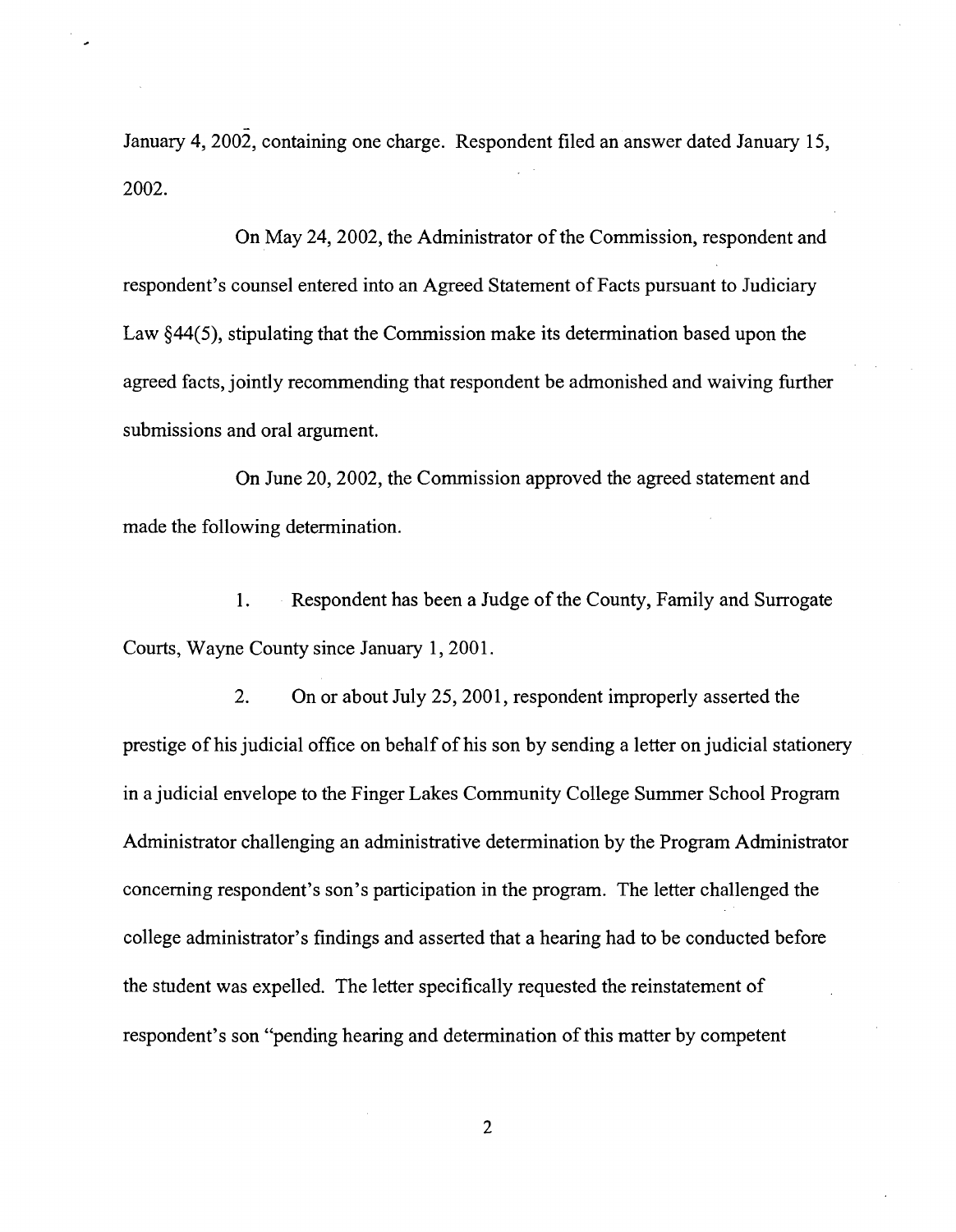January 4, 2002, containing one charge. Respondent filed an answer dated January 15, 2002.

On May 24, 2002, the Administrator of the Commission, respondent and respondent's counsel entered into an Agreed Statement of Facts pursuant to Judiciary Law §44(5), stipulating that the Commission make its determination based upon the agreed facts, jointly recommending that respondent be admonished and waiving further submissions and oral argument.

On June 20, 2002, the Commission approved the agreed statement and made the following determination.

1. Respondent has been a Judge of the County, Family and Surrogate Courts, Wayne County since January 1, 2001.

2. On or about July 25, 2001, respondent improperly asserted the prestige of his judicial office on behalf of his son by sending a letter on judicial stationery in a judicial envelope to the Finger Lakes Community College Summer School Program Administrator challenging an administrative determination by the Program Administrator concerning respondent's son's participation in the program. The letter challenged the college administrator's findings and asserted that a hearing had to be conducted before the student was expelled. The letter specifically requested the reinstatement of respondent's son "pending hearing and determination of this matter by competent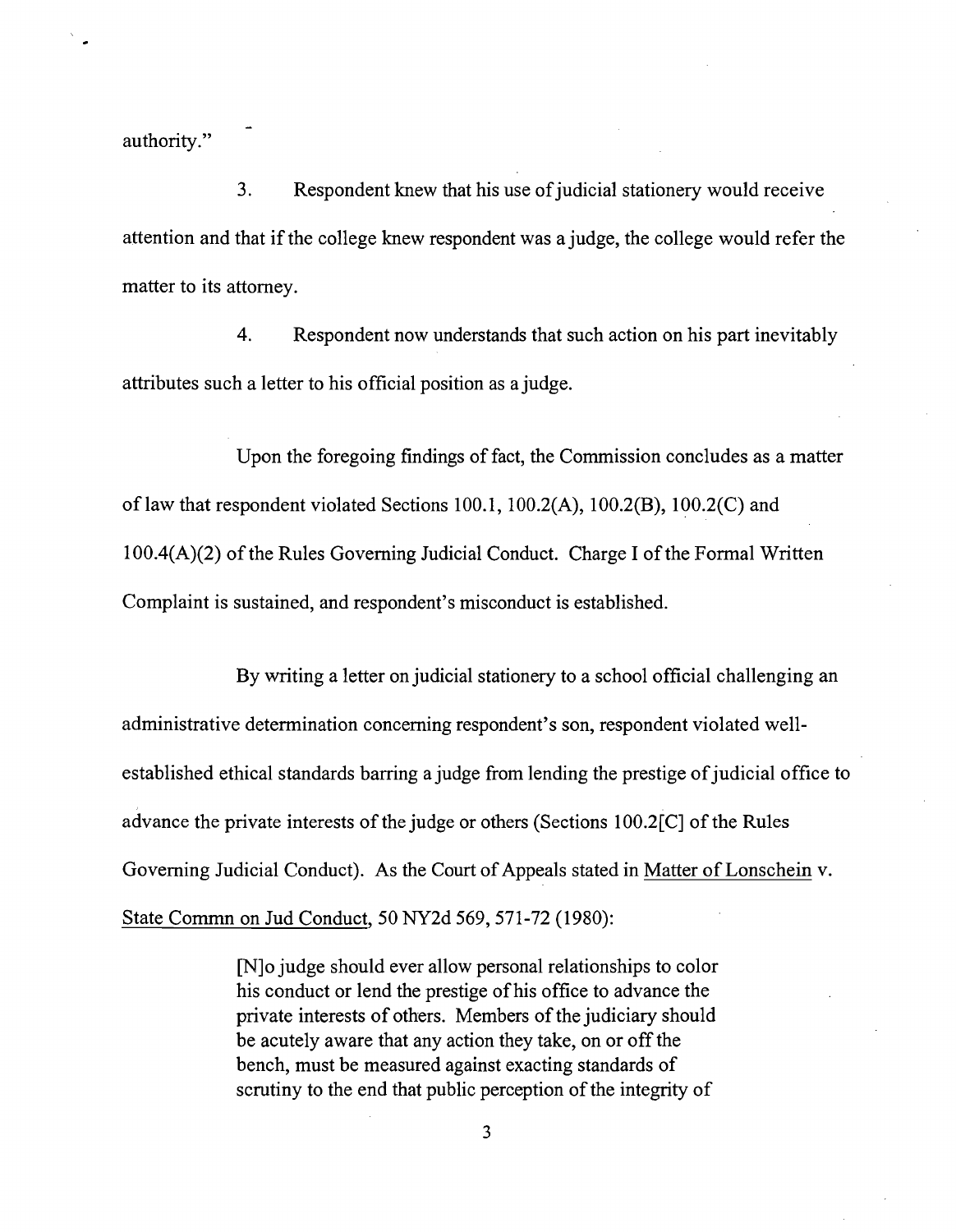authority."

3. Respondent knew that his use of judicial stationery would receive attention and that if the college knew respondent was a judge, the college would refer the matter to its attorney.

4. Respondent now understands that such action on his part inevitably attributes such a letter to his official position as a judge.

Upon the foregoing findings of fact, the Commission concludes as a matter of law that respondent violated Sections 100.1, 100.2(A), 100.2(B), 100.2(C) and 100.4(A)(2) of the Rules Governing Judicial Conduct. Charge I of the Formal Written Complaint is sustained, and respondent's misconduct is established.

By writing a letter on judicial stationery to a school official challenging an administrative determination concerning respondent's son, respondent violated well-established ethical standards barring a judge from lending the prestige of judicial office to advance the private interests of the judge or others (Sections 100.2[C] of the Rules Governing Judicial Conduct). As the Court of Appeals stated in Matter of Lonschein v. State Commn on Jud Conduct, 50 NY2d 569, 571-72 (1980):

> [N]o judge should ever allow personal relationships to color his conduct or lend the prestige of his office to advance the private interests of others. Members of the judiciary should be acutely aware that any action they take, on or off the bench, must be measured against exacting standards of scrutiny to the end that public perception of the integrity of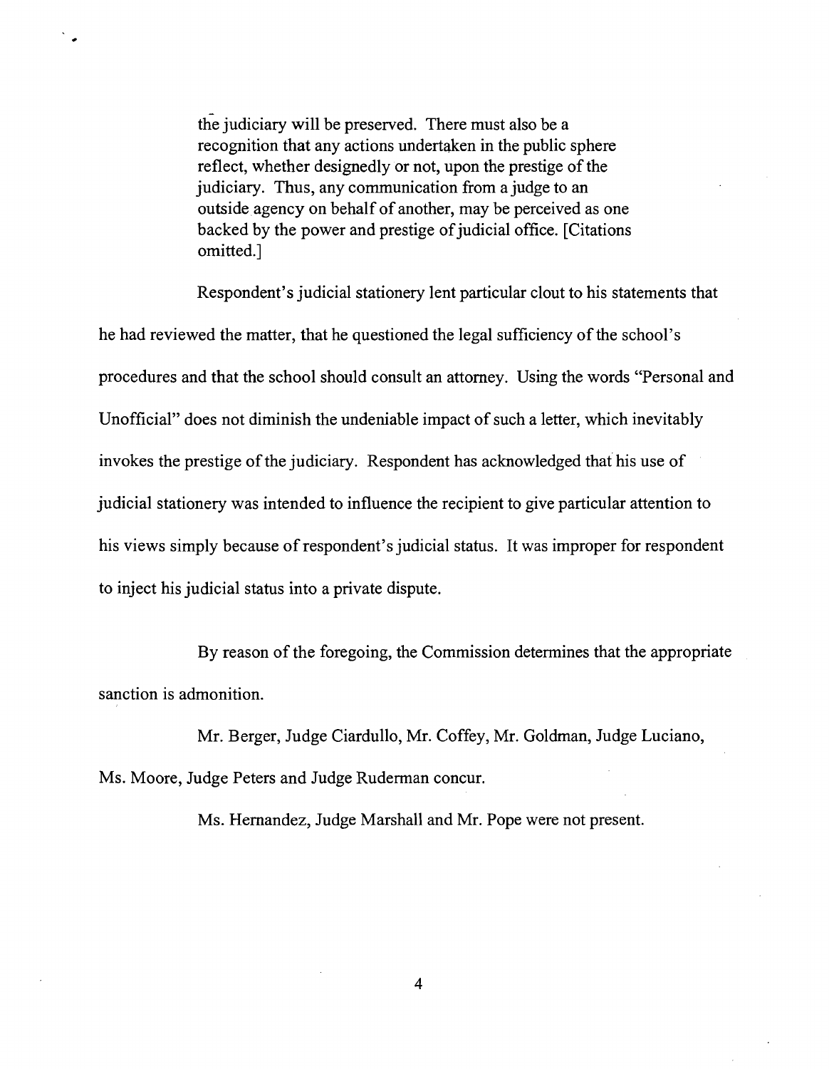the judiciary will be preserved. There must also be a recognition that any actions undertaken in the public sphere reflect, whether designedly or not, upon the prestige of the judiciary. Thus, any communication from a judge to an outside agency on behalf of another, may be perceived as one backed by the power and prestige of judicial office. [Citations omitted.]

Respondent's judicial stationery lent particular clout to his statements that he had reviewed the matter, that he questioned the legal sufficiency of the school's procedures and that the school should consult an attorney. Using the words "Personal and Unofficial" does not diminish the undeniable impact of such a letter, which inevitably invokes the prestige of the judiciary. Respondent has acknowledged that his use of judicial stationery was intended to influence the recipient to give particular attention to his views simply because of respondent's judicial status. It was improper for respondent to inject his judicial status into a private dispute.

By reason of the foregoing, the Commission determines that the appropriate sanction is admonition.

Mr. Berger, Judge Ciardullo, Mr. Coffey, Mr. Goldman, Judge Luciano, Ms. Moore, Judge Peters and Judge Ruderman concur.

Ms. Hernandez, Judge Marshall and Mr. Pope were not present.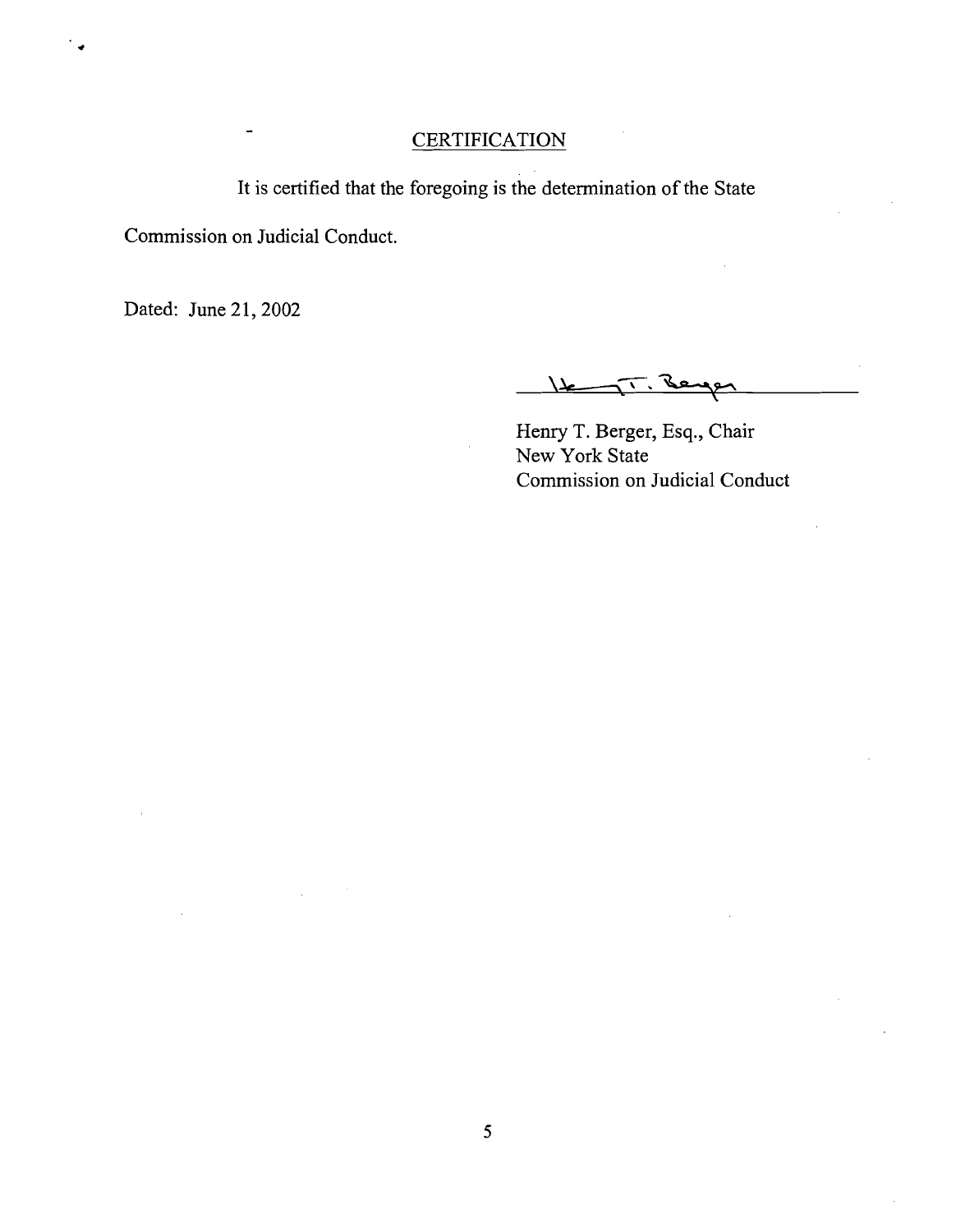## CERTIFICATION

It is certified that the foregoing is the determination of the State Commission on Judicial Conduct.

Dated: June 21, 2002

Henry T. Berger, Esq., Chair
New York State
Commission on Judicial Conduct